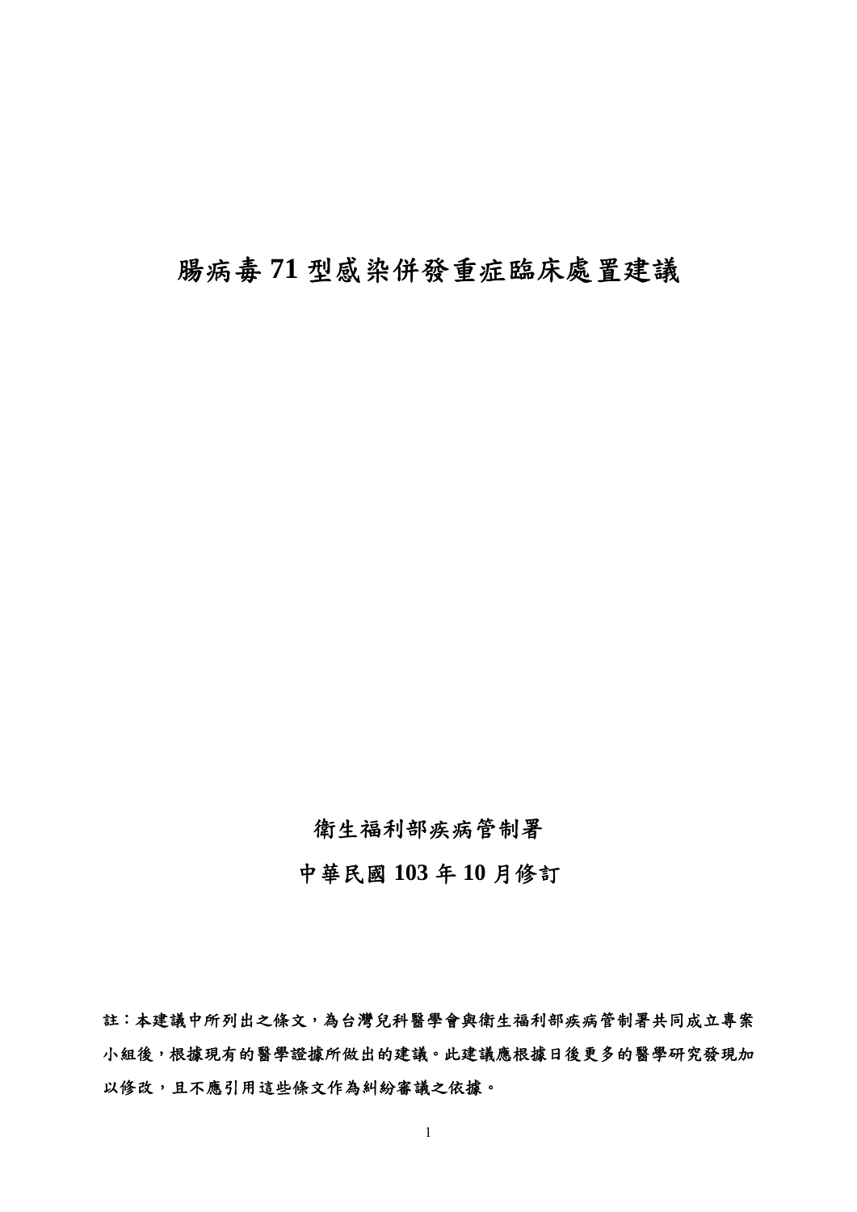# 腸病毒 71 型感染併發重症臨床處置建議

衛生福利部疾病管制署

中華民國 103 年 10 月修訂

**註：本建議中所列出之條文，為台灣兒科醫學會與衛生福利部疾病管制署共同成立專案小組後，根據現有的醫學證據所做出的建議。此建議應根據日後更多的醫學研究發現加以修改，且不應引用這些條文作為糾紛審議之依據。**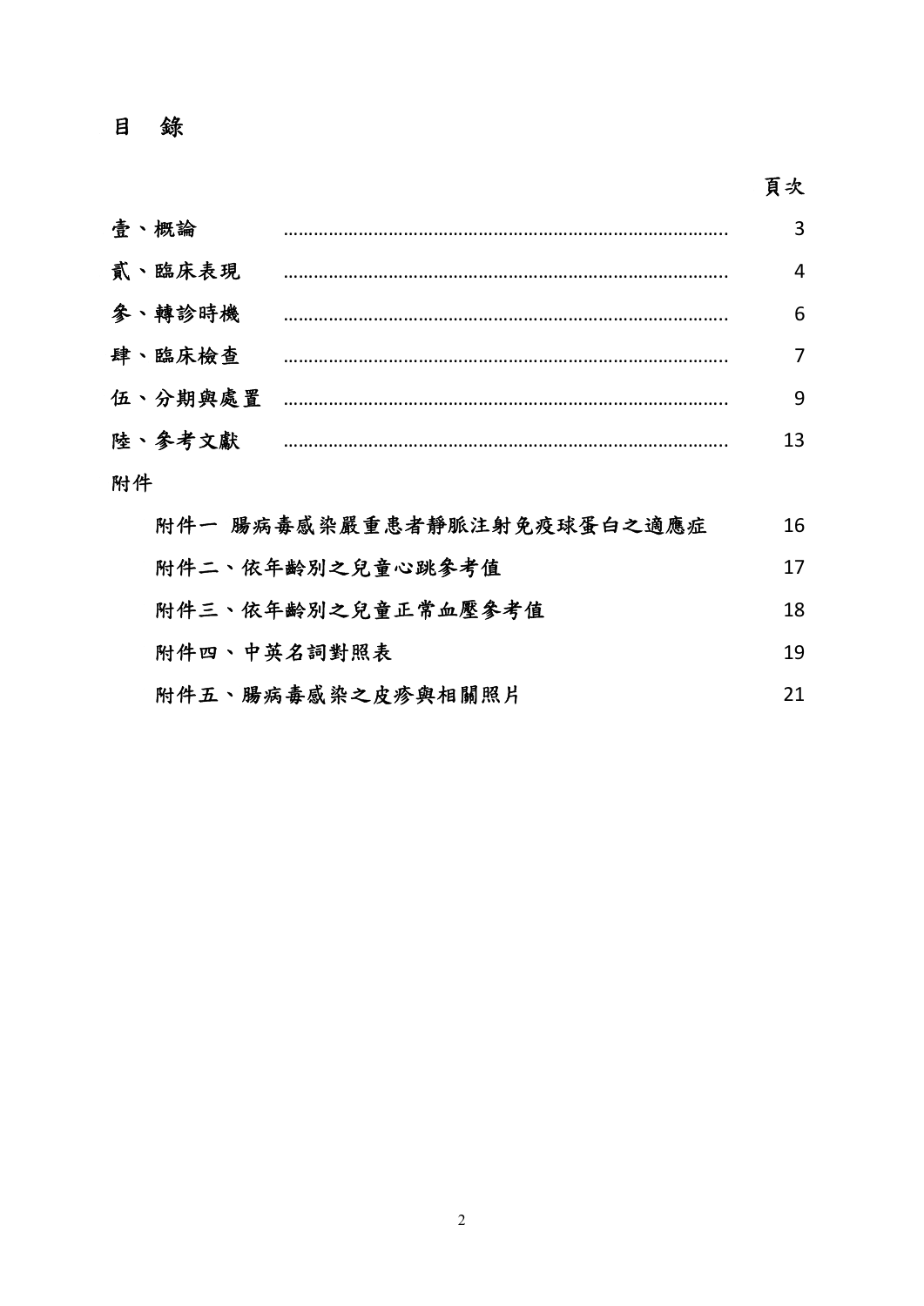# 目　錄

頁次

| | | |
|---|---|---|
| 壹、概論 | ........................................................................................ | 3 |
| 貳、臨床表現 | ........................................................................................ | 4 |
| 參、轉診時機 | ........................................................................................ | 6 |
| 肆、臨床檢查 | ........................................................................................ | 7 |
| 伍、分期與處置 | ........................................................................................ | 9 |
| 陸、參考文獻 | ........................................................................................ | 13 |

附件

| | |
|---|---|
| 附件一 腸病毒感染嚴重患者靜脈注射免疫球蛋白之適應症 | 16 |
| 附件二、依年齡別之兒童心跳參考值 | 17 |
| 附件三、依年齡別之兒童正常血壓參考值 | 18 |
| 附件四、中英名詞對照表 | 19 |
| 附件五、腸病毒感染之皮疹與相關照片 | 21 |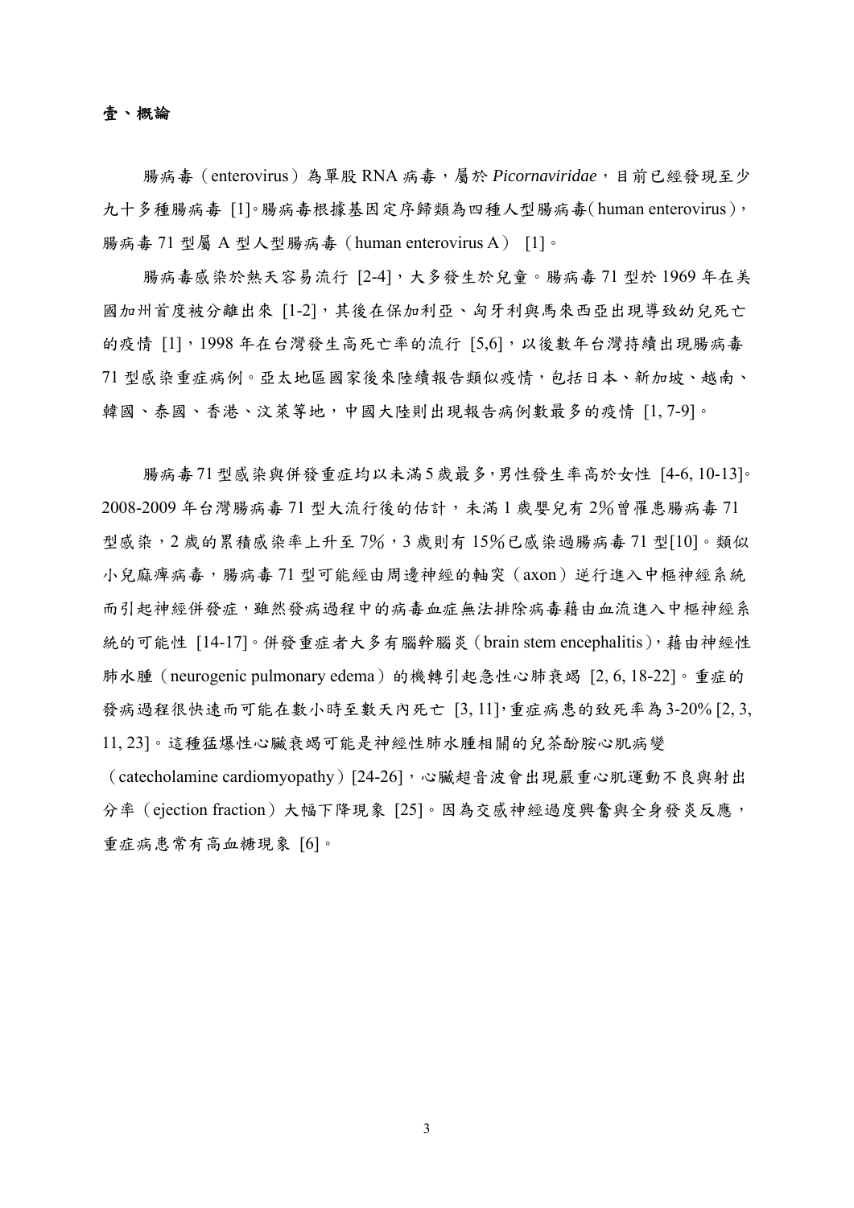## 壹、概論

腸病毒（enterovirus）為單股 RNA 病毒，屬於 *Picornaviridae*，目前已經發現至少九十多種腸病毒 [1]。腸病毒根據基因定序歸類為四種人型腸病毒（human enterovirus），腸病毒 71 型屬 A 型人型腸病毒（human enterovirus A） [1]。

腸病毒感染於熱天容易流行 [2-4]，大多發生於兒童。腸病毒 71 型於 1969 年在美國加州首度被分離出來 [1-2]，其後在保加利亞、匈牙利與馬來西亞出現導致幼兒死亡的疫情 [1]，1998 年在台灣發生高死亡率的流行 [5,6]，以後數年台灣持續出現腸病毒 71 型感染重症病例。亞太地區國家後來陸續報告類似疫情，包括日本、新加坡、越南、韓國、泰國、香港、汶萊等地，中國大陸則出現報告病例數最多的疫情 [1, 7-9]。

腸病毒71型感染與併發重症均以未滿5歲最多，男性發生率高於女性 [4-6, 10-13]。2008-2009 年台灣腸病毒 71 型大流行後的估計，未滿 1 歲嬰兒有 2%曾罹患腸病毒 71 型感染，2 歲的累積感染率上升至 7%，3 歲則有 15%已感染過腸病毒 71 型[10]。類似小兒麻痺病毒，腸病毒 71 型可能經由周邊神經的軸突（axon）逆行進入中樞神經系統而引起神經併發症，雖然發病過程中的病毒血症無法排除病毒藉由血流進入中樞神經系統的可能性 [14-17]。併發重症者大多有腦幹腦炎（brain stem encephalitis），藉由神經性肺水腫（neurogenic pulmonary edema）的機轉引起急性心肺衰竭 [2, 6, 18-22]。重症的發病過程很快速而可能在數小時至數天內死亡 [3, 11]，重症病患的致死率為 3-20% [2, 3, 11, 23]。這種猛爆性心臟衰竭可能是神經性肺水腫相關的兒茶酚胺心肌病變（catecholamine cardiomyopathy）[24-26]，心臟超音波會出現嚴重心肌運動不良與射出分率（ejection fraction）大幅下降現象 [25]。因為交感神經過度興奮與全身發炎反應，重症病患常有高血糖現象 [6]。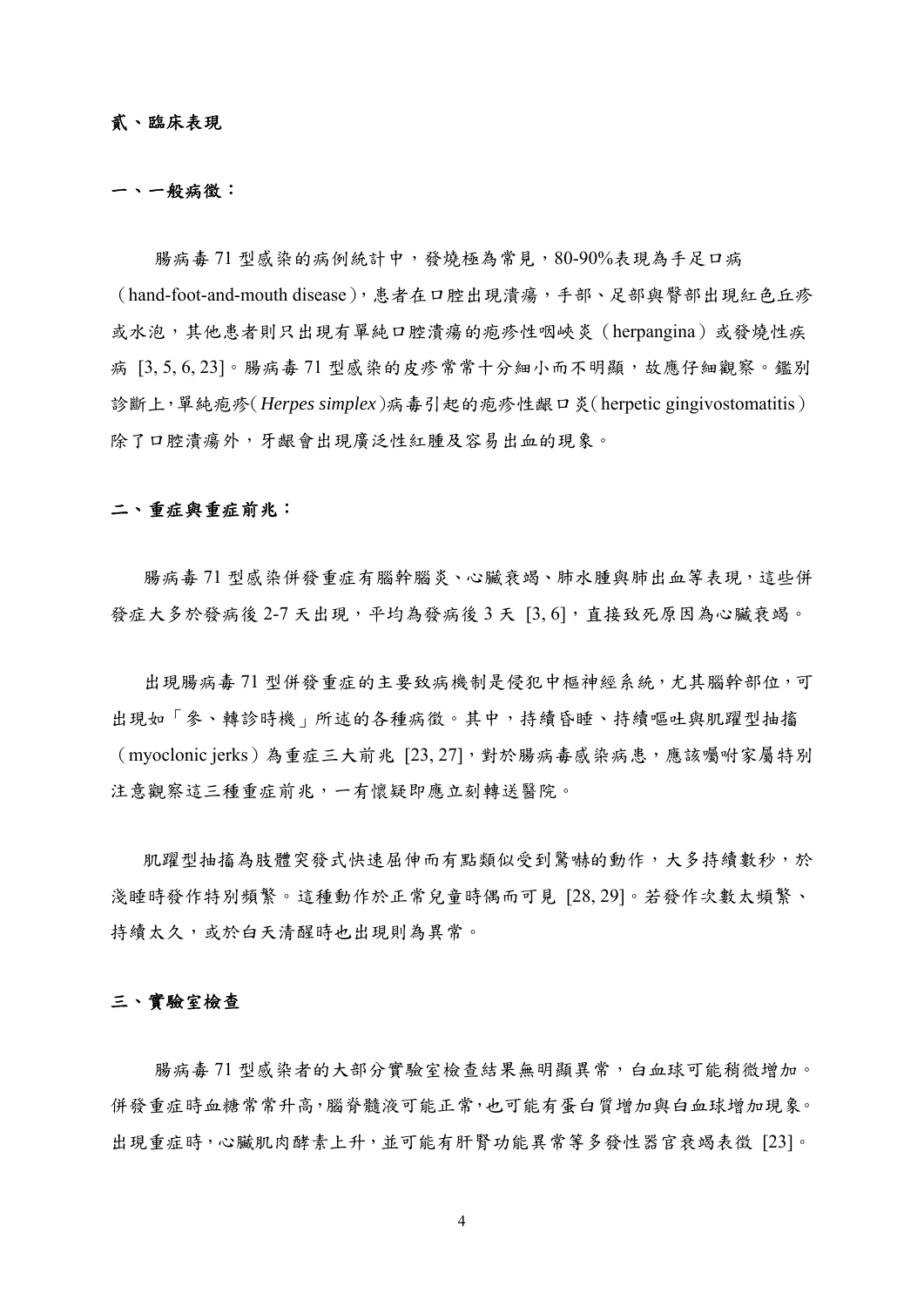## 貳、臨床表現

### 一、一般病徵：

腸病毒 71 型感染的病例統計中，發燒極為常見，80-90%表現為手足口病（hand-foot-and-mouth disease），患者在口腔出現潰瘍，手部、足部與臀部出現紅色丘疹或水泡，其他患者則只出現有單純口腔潰瘍的疱疹性咽峽炎（herpangina）或發燒性疾病 [3, 5, 6, 23]。腸病毒 71 型感染的皮疹常常十分細小而不明顯，故應仔細觀察。鑑別診斷上，單純疱疹(*Herpes simplex*)病毒引起的疱疹性齦口炎(herpetic gingivostomatitis)除了口腔潰瘍外，牙齦會出現廣泛性紅腫及容易出血的現象。

### 二、重症與重症前兆：

腸病毒 71 型感染併發重症有腦幹腦炎、心臟衰竭、肺水腫與肺出血等表現，這些併發症大多於發病後 2-7 天出現，平均為發病後 3 天 [3, 6]，直接致死原因為心臟衰竭。

出現腸病毒 71 型併發重症的主要致病機制是侵犯中樞神經系統，尤其腦幹部位，可出現如「參、轉診時機」所述的各種病徵。其中，持續昏睡、持續嘔吐與肌躍型抽搐（myoclonic jerks）為重症三大前兆 [23, 27]，對於腸病毒感染病患，應該囑咐家屬特別注意觀察這三種重症前兆，一有懷疑即應立刻轉送醫院。

肌躍型抽搐為肢體突發式快速屈伸而有點類似受到驚嚇的動作，大多持續數秒，於淺睡時發作特別頻繁。這種動作於正常兒童時偶而可見 [28, 29]。若發作次數太頻繁、持續太久，或於白天清醒時也出現則為異常。

### 三、實驗室檢查

腸病毒 71 型感染者的大部分實驗室檢查結果無明顯異常，白血球可能稍微增加。併發重症時血糖常常升高，腦脊髓液可能正常，也可能有蛋白質增加與白血球增加現象。出現重症時，心臟肌肉酵素上升，並可能有肝腎功能異常等多發性器官衰竭表徵 [23]。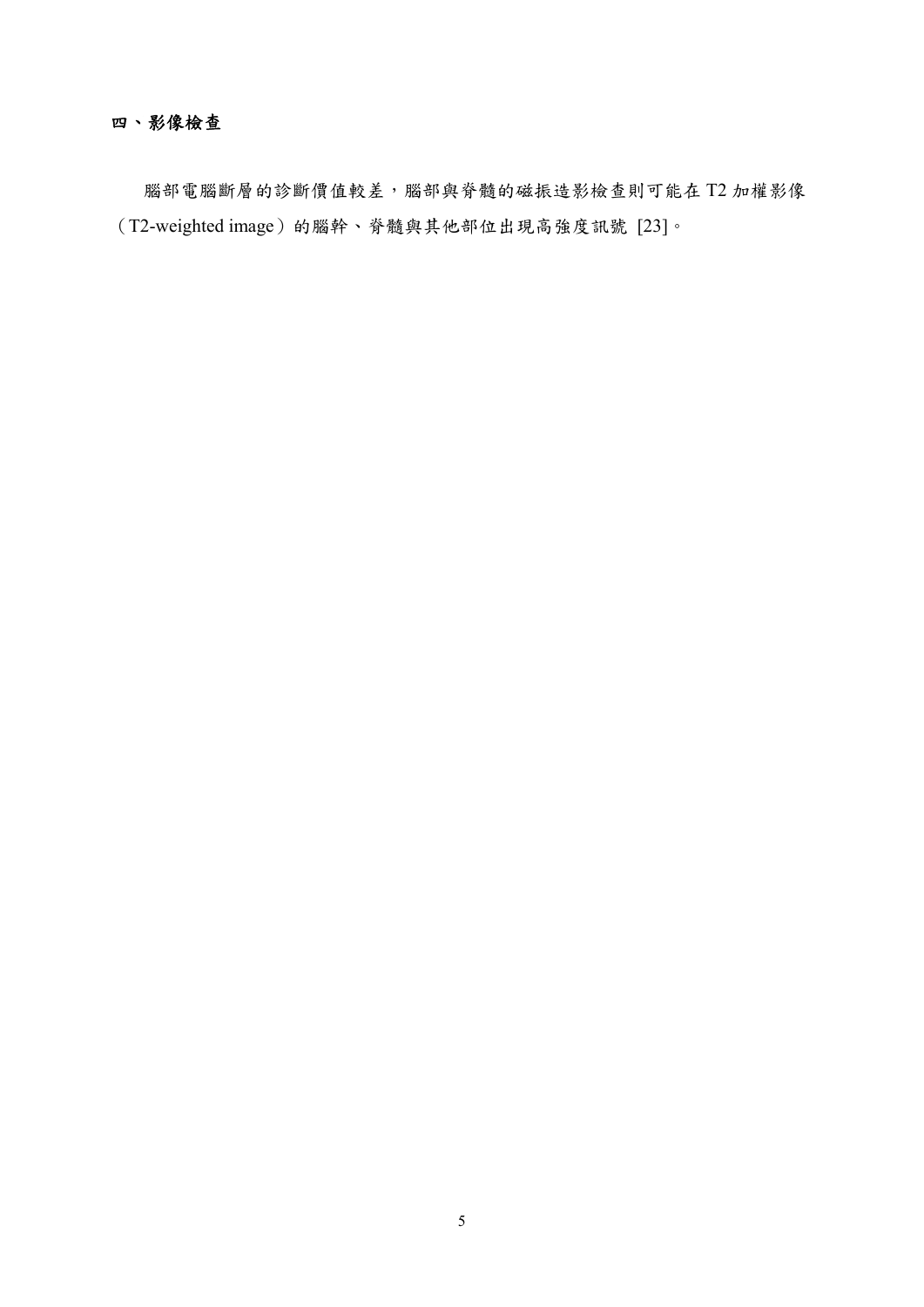## 四、影像檢查

腦部電腦斷層的診斷價值較差，腦部與脊髓的磁振造影檢查則可能在 T2 加權影像（T2-weighted image）的腦幹、脊髓與其他部位出現高強度訊號 [23]。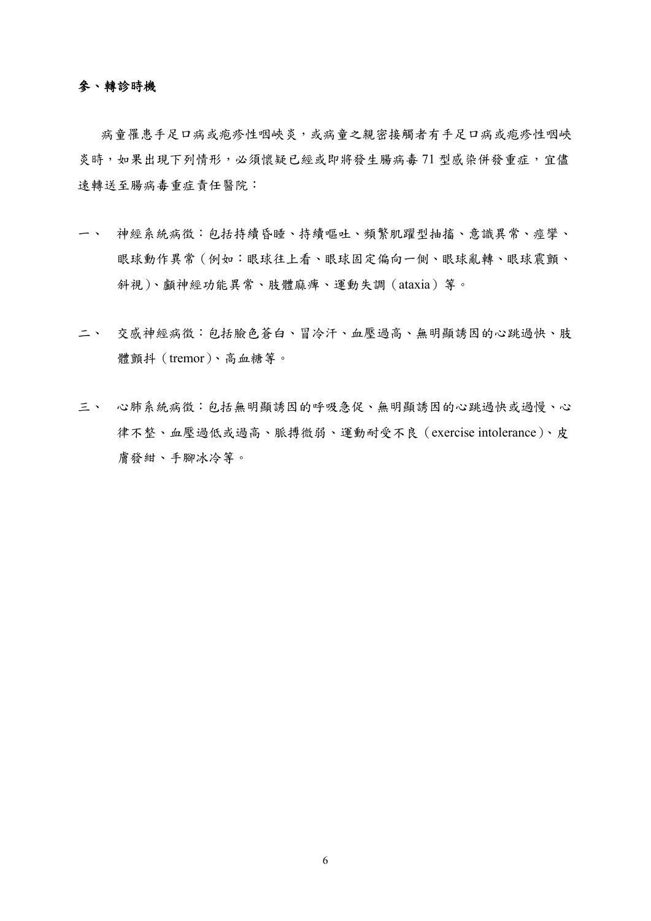## 參、轉診時機

病童罹患手足口病或疱疹性咽峽炎，或病童之親密接觸者有手足口病或疱疹性咽峽炎時，如果出現下列情形，必須懷疑已經或即將發生腸病毒 71 型感染併發重症，宜儘速轉送至腸病毒重症責任醫院：

一、 神經系統病徵：包括持續昏睡、持續嘔吐、頻繁肌躍型抽搐、意識異常、痙攣、眼球動作異常（例如：眼球往上看、眼球固定偏向一側、眼球亂轉、眼球震顫、斜視）、顱神經功能異常、肢體麻痺、運動失調（ataxia）等。

二、 交感神經病徵：包括臉色蒼白、冒冷汗、血壓過高、無明顯誘因的心跳過快、肢體顫抖（tremor）、高血糖等。

三、 心肺系統病徵：包括無明顯誘因的呼吸急促、無明顯誘因的心跳過快或過慢、心律不整、血壓過低或過高、脈搏微弱、運動耐受不良（exercise intolerance）、皮膚發紺、手腳冰冷等。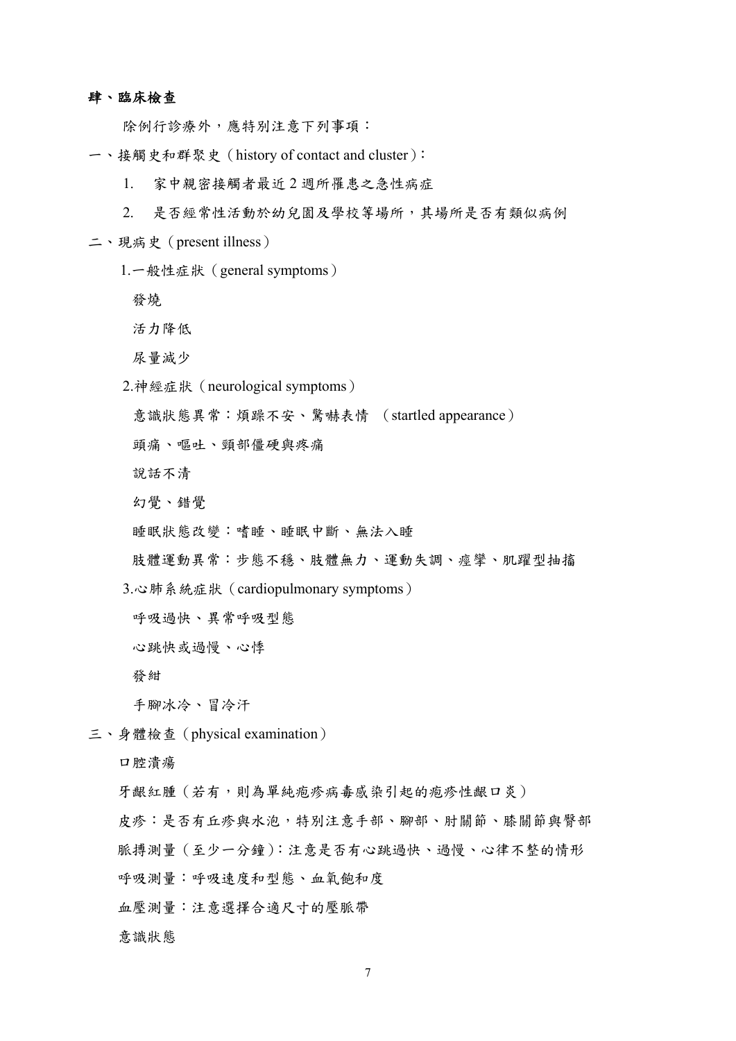## 肆、臨床檢查

除例行診療外，應特別注意下列事項：

一、接觸史和群聚史（history of contact and cluster）：

1. 家中親密接觸者最近 2 週所罹患之急性病症
2. 是否經常性活動於幼兒園及學校等場所，其場所是否有類似病例

二、現病史（present illness）

1.一般性症狀（general symptoms）

發燒

活力降低

尿量減少

2.神經症狀（neurological symptoms）

意識狀態異常：煩躁不安、驚嚇表情 （startled appearance）

頭痛、嘔吐、頸部僵硬與疼痛

說話不清

幻覺、錯覺

睡眠狀態改變：嗜睡、睡眠中斷、無法入睡

肢體運動異常：步態不穩、肢體無力、運動失調、痙攣、肌躍型抽搐

3.心肺系統症狀（cardiopulmonary symptoms）

呼吸過快、異常呼吸型態

心跳快或過慢、心悸

發紺

手腳冰冷、冒冷汗

三、身體檢查（physical examination）

口腔潰瘍

牙齦紅腫（若有，則為單純疱疹病毒感染引起的疱疹性齦口炎）

皮疹：是否有丘疹與水泡，特別注意手部、腳部、肘關節、膝關節與臀部

脈搏測量（至少一分鐘）：注意是否有心跳過快、過慢、心律不整的情形

呼吸測量：呼吸速度和型態、血氧飽和度

血壓測量：注意選擇合適尺寸的壓脈帶

意識狀態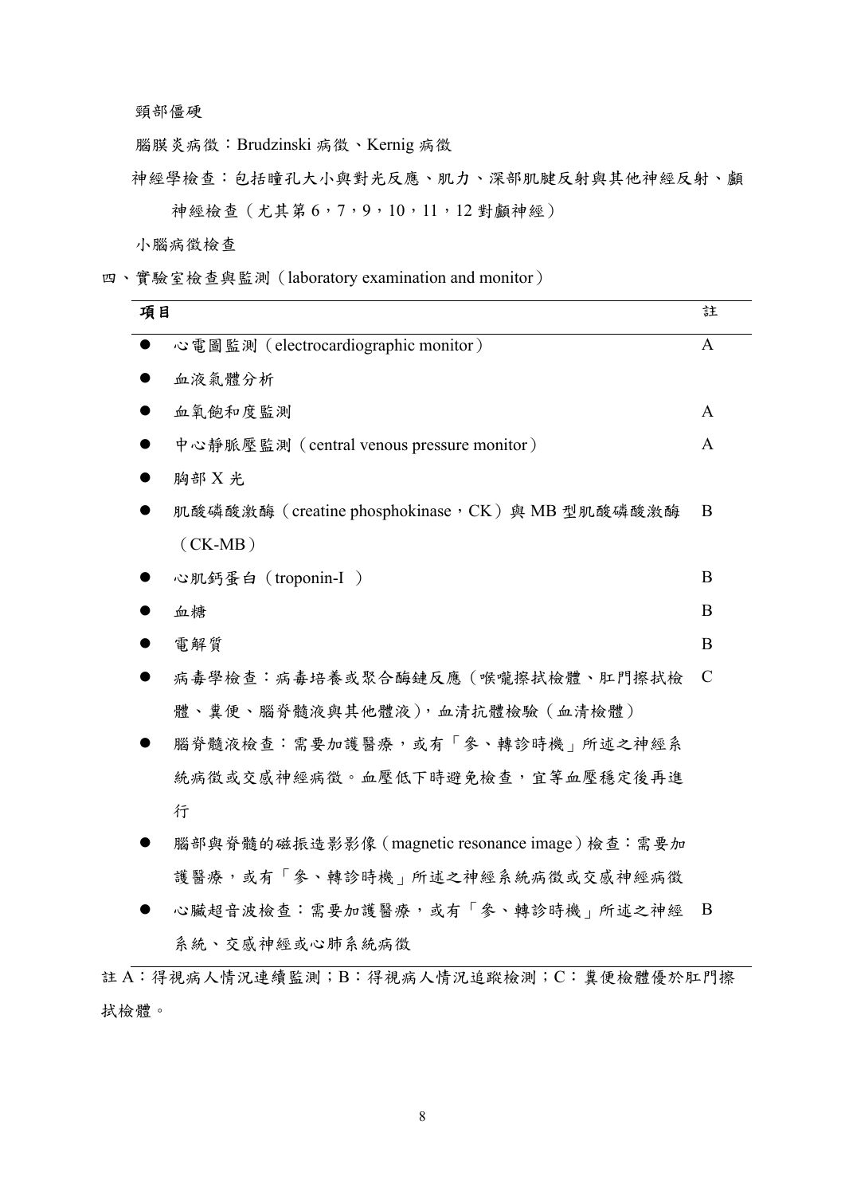頸部僵硬

腦膜炎病徵：Brudzinski 病徵、Kernig 病徵

神經學檢查：包括瞳孔大小與對光反應、肌力、深部肌腱反射與其他神經反射、顱神經檢查（尤其第 6，7，9，10，11，12 對顱神經）

小腦病徵檢查

四、實驗室檢查與監測（laboratory examination and monitor）

| 項目 | 註 |
|---|---|
| ● 心電圖監測（electrocardiographic monitor） | A |
| ● 血液氣體分析 | |
| ● 血氧飽和度監測 | A |
| ● 中心靜脈壓監測（central venous pressure monitor） | A |
| ● 胸部 X 光 | |
| ● 肌酸磷酸激酶（creatine phosphokinase，CK）與 MB 型肌酸磷酸激酶（CK-MB） | B |
| ● 心肌鈣蛋白（troponin-I ） | B |
| ● 血糖 | B |
| ● 電解質 | B |
| ● 病毒學檢查：病毒培養或聚合酶鏈反應（喉嚨擦拭檢體、肛門擦拭檢體、糞便、腦脊髓液與其他體液），血清抗體檢驗（血清檢體） | C |
| ● 腦脊髓液檢查：需要加護醫療，或有「參、轉診時機」所述之神經系統病徵或交感神經病徵。血壓低下時避免檢查，宜等血壓穩定後再進行 | |
| ● 腦部與脊髓的磁振造影影像（magnetic resonance image）檢查：需要加護醫療，或有「參、轉診時機」所述之神經系統病徵或交感神經病徵 | |
| ● 心臟超音波檢查：需要加護醫療，或有「參、轉診時機」所述之神經系統、交感神經或心肺系統病徵 | B |

註 A：得視病人情況連續監測；B：得視病人情況追蹤檢測；C：糞便檢體優於肛門擦拭檢體。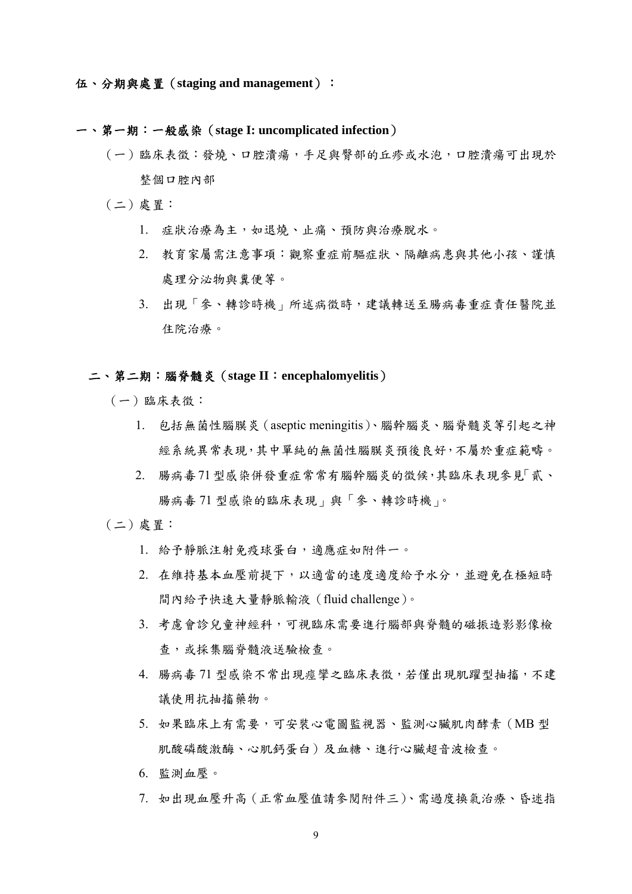## 伍、分期與處置（staging and management）：

### 一、第一期：一般感染（stage I: uncomplicated infection）

（一）臨床表徵：發燒、口腔潰瘍，手足與臀部的丘疹或水泡，口腔潰瘍可出現於整個口腔內部

（二）處置：

1. 症狀治療為主，如退燒、止痛、預防與治療脫水。
2. 教育家屬需注意事項：觀察重症前驅症狀、隔離病患與其他小孩、謹慎處理分泌物與糞便等。
3. 出現「參、轉診時機」所述病徵時，建議轉送至腸病毒重症責任醫院並住院治療。

### 二、第二期：腦脊髓炎（stage II：encephalomyelitis）

（一）臨床表徵：

1. 包括無菌性腦膜炎（aseptic meningitis）、腦幹腦炎、腦脊髓炎等引起之神經系統異常表現，其中單純的無菌性腦膜炎預後良好，不屬於重症範疇。
2. 腸病毒 71 型感染併發重症常常有腦幹腦炎的徵候，其臨床表現參見「貳、腸病毒 71 型感染的臨床表現」與「參、轉診時機」。

（二）處置：

1. 給予靜脈注射免疫球蛋白，適應症如附件一。
2. 在維持基本血壓前提下，以適當的速度適度給予水分，並避免在極短時間內給予快速大量靜脈輸液（fluid challenge）。
3. 考慮會診兒童神經科，可視臨床需要進行腦部與脊髓的磁振造影影像檢查，或採集腦脊髓液送驗檢查。
4. 腸病毒 71 型感染不常出現痙攣之臨床表徵，若僅出現肌躍型抽搐，不建議使用抗抽搐藥物。
5. 如果臨床上有需要，可安裝心電圖監視器、監測心臟肌肉酵素（MB 型肌酸磷酸激酶、心肌鈣蛋白）及血糖、進行心臟超音波檢查。
6. 監測血壓。
7. 如出現血壓升高（正常血壓值請參閱附件三）、需過度換氣治療、昏迷指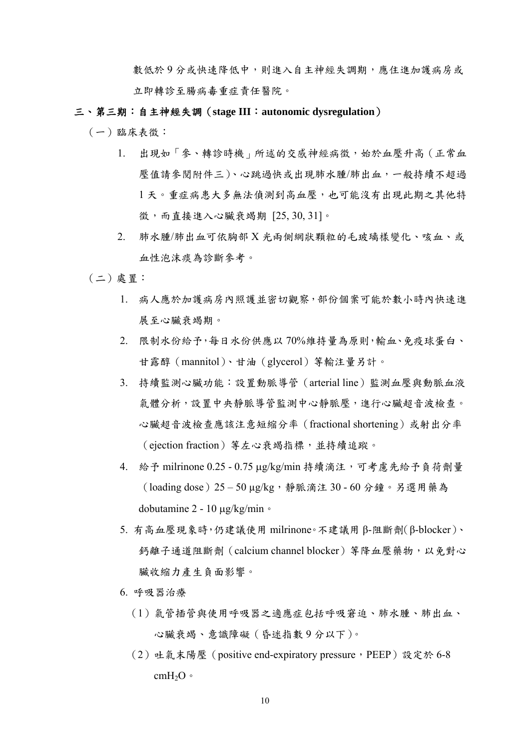數低於 9 分或快速降低中，則進入自主神經失調期，應住進加護病房或立即轉診至腸病毒重症責任醫院。

## 三、第三期：自主神經失調（stage III：autonomic dysregulation）

（一）臨床表徵：

1. 出現如「參、轉診時機」所述的交感神經病徵，始於血壓升高（正常血壓值請參閱附件三）、心跳過快或出現肺水腫/肺出血，一般持續不超過 1 天。重症病患大多無法偵測到高血壓，也可能沒有出現此期之其他特徵，而直接進入心臟衰竭期 [25, 30, 31]。
2. 肺水腫/肺出血可依胸部 X 光兩側網狀顆粒的毛玻璃樣變化、咳血、或血性泡沫痰為診斷參考。

（二）處置：

1. 病人應於加護病房內照護並密切觀察，部份個案可能於數小時內快速進展至心臟衰竭期。
2. 限制水份給予，每日水份供應以 70%維持量為原則，輸血、免疫球蛋白、甘露醇（mannitol）、甘油（glycerol）等輸注量另計。
3. 持續監測心臟功能：設置動脈導管（arterial line）監測血壓與動脈血液氣體分析，設置中央靜脈導管監測中心靜脈壓，進行心臟超音波檢查。心臟超音波檢查應該注意短縮分率（fractional shortening）或射出分率（ejection fraction）等左心衰竭指標，並持續追蹤。
4. 給予 milrinone 0.25 - 0.75 μg/kg/min 持續滴注，可考慮先給予負荷劑量（loading dose）25 – 50 μg/kg，靜脈滴注 30 - 60 分鐘。另選用藥為 dobutamine 2 - 10 μg/kg/min。
5. 有高血壓現象時，仍建議使用 milrinone。不建議用 β-阻斷劑（β-blocker）、鈣離子通道阻斷劑（calcium channel blocker）等降血壓藥物，以免對心臟收縮力產生負面影響。
6. 呼吸器治療
   （1）氣管插管與使用呼吸器之適應症包括呼吸窘迫、肺水腫、肺出血、心臟衰竭、意識障礙（昏迷指數 9 分以下）。
   （2）吐氣末陽壓（positive end-expiratory pressure，PEEP）設定於 6-8 $cmH_2O$。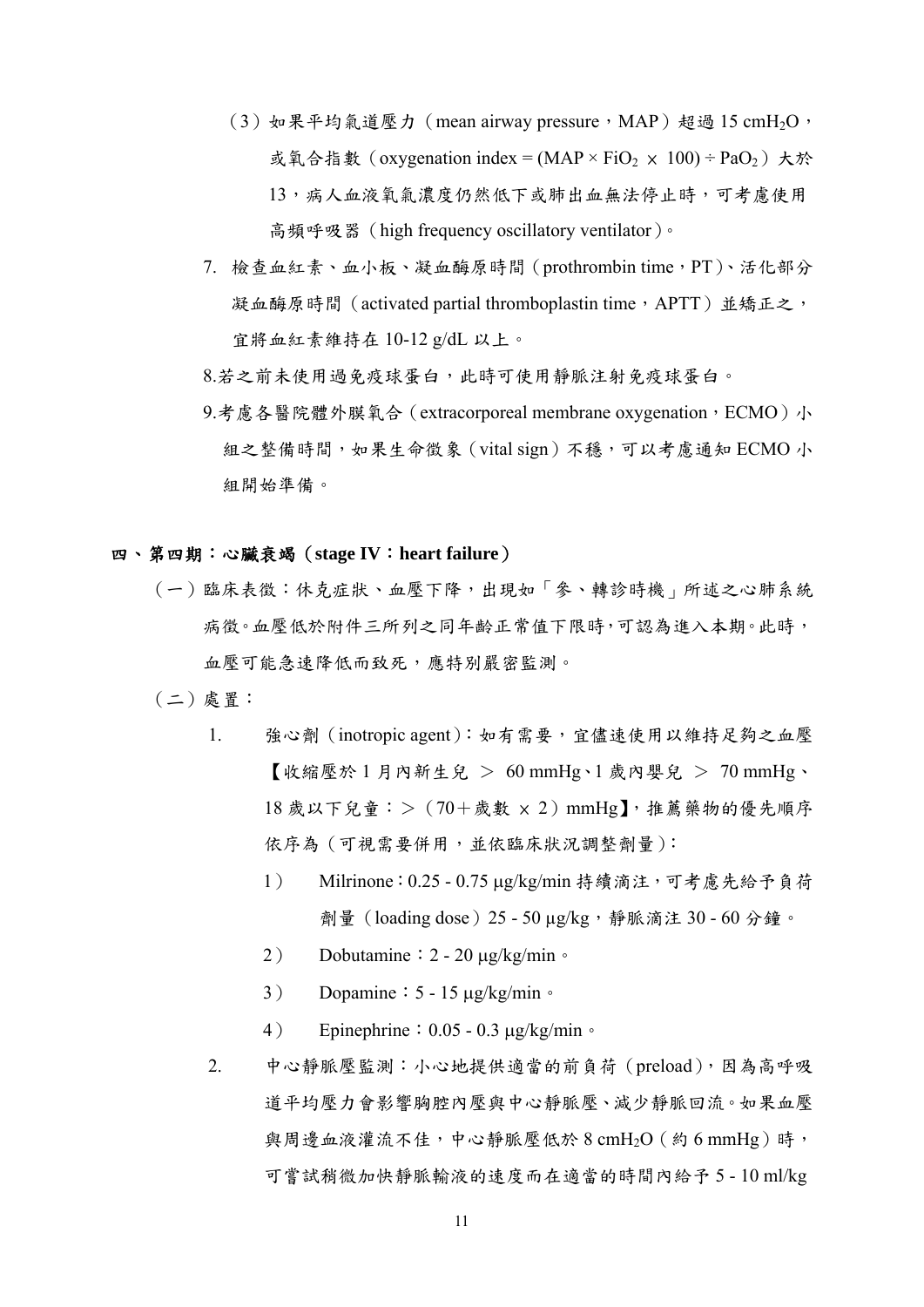（3）如果平均氣道壓力（mean airway pressure，MAP）超過 15 $cmH_2O$，或氧合指數（oxygenation index = $(MAP \times FiO_2 \times 100) \div PaO_2$）大於 13，病人血液氧氣濃度仍然低下或肺出血無法停止時，可考慮使用高頻呼吸器（high frequency oscillatory ventilator）。

7. 檢查血紅素、血小板、凝血酶原時間（prothrombin time，PT）、活化部分凝血酶原時間（activated partial thromboplastin time，APTT）並矯正之，宜將血紅素維持在 10-12 g/dL 以上。

8.若之前未使用過免疫球蛋白，此時可使用靜脈注射免疫球蛋白。

9.考慮各醫院體外膜氧合（extracorporeal membrane oxygenation，ECMO）小組之整備時間，如果生命徵象（vital sign）不穩，可以考慮通知 ECMO 小組開始準備。

## 四、第四期：心臟衰竭（stage IV：heart failure）

（一）臨床表徵：休克症狀、血壓下降，出現如「參、轉診時機」所述之心肺系統病徵。血壓低於附件三所列之同年齡正常值下限時，可認為進入本期。此時，血壓可能急速降低而致死，應特別嚴密監測。

（二）處置：

1. 強心劑（inotropic agent）：如有需要，宜儘速使用以維持足夠之血壓【收縮壓於 1 月內新生兒 ＞ 60 mmHg、1 歲內嬰兒 ＞ 70 mmHg、18 歲以下兒童：＞（70＋歲數 × 2）mmHg】，推薦藥物的優先順序依序為（可視需要併用，並依臨床狀況調整劑量）：
   1） Milrinone：0.25 - 0.75 μg/kg/min 持續滴注，可考慮先給予負荷劑量（loading dose）25 - 50 μg/kg，靜脈滴注 30 - 60 分鐘。
   2） Dobutamine：2 - 20 μg/kg/min。
   3） Dopamine：5 - 15 μg/kg/min。
   4） Epinephrine：0.05 - 0.3 μg/kg/min。
2. 中心靜脈壓監測：小心地提供適當的前負荷（preload），因為高呼吸道平均壓力會影響胸腔內壓與中心靜脈壓、減少靜脈回流。如果血壓與周邊血液灌流不佳，中心靜脈壓低於 8 $cmH_2O$（約 6 mmHg）時，可嘗試稍微加快靜脈輸液的速度而在適當的時間內給予 5 - 10 ml/kg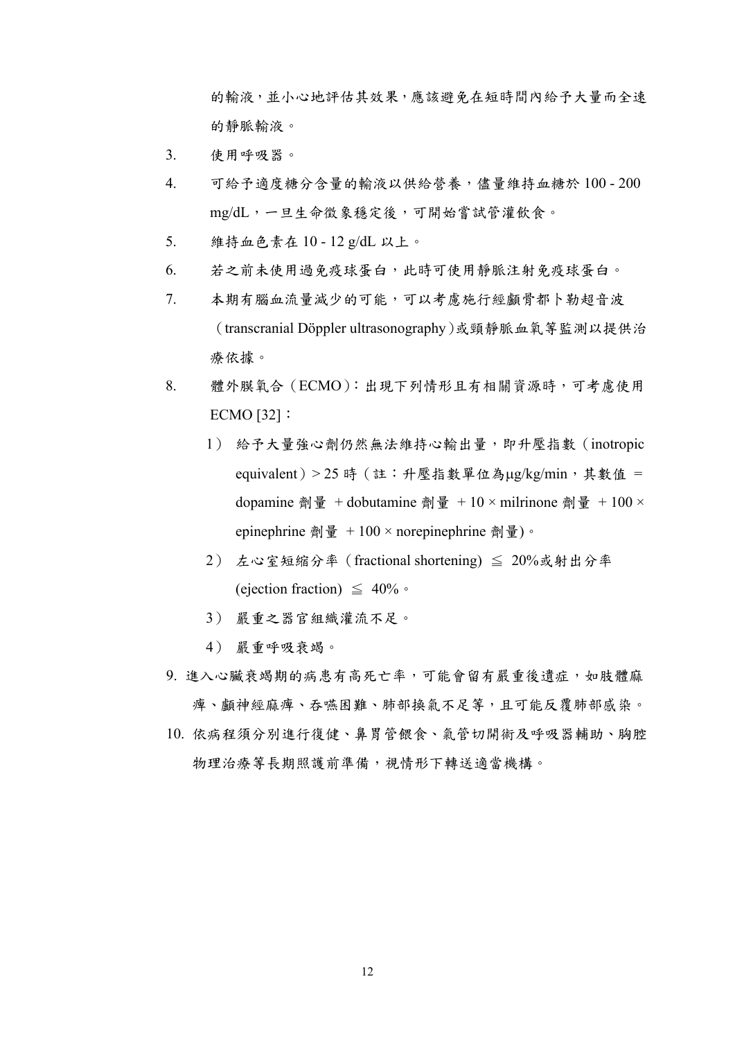的輸液，並小心地評估其效果，應該避免在短時間內給予大量而全速的靜脈輸液。

3. 使用呼吸器。
4. 可給予適度糖分含量的輸液以供給營養，儘量維持血糖於 100 - 200 mg/dL，一旦生命徵象穩定後，可開始嘗試管灌飲食。
5. 維持血色素在 10 - 12 g/dL 以上。
6. 若之前未使用過免疫球蛋白，此時可使用靜脈注射免疫球蛋白。
7. 本期有腦血流量減少的可能，可以考慮施行經顱骨都卜勒超音波（transcranial Döppler ultrasonography）或頸靜脈血氧等監測以提供治療依據。
8. 體外膜氧合（ECMO）：出現下列情形且有相關資源時，可考慮使用 ECMO [32]：
   1） 給予大量強心劑仍然無法維持心輸出量，即升壓指數（inotropic equivalent）> 25 時（註：升壓指數單位為μg/kg/min，其數值 = dopamine 劑量 + dobutamine 劑量 + 10 × milrinone 劑量 + 100 × epinephrine 劑量 + 100 × norepinephrine 劑量)。
   2） 左心室短縮分率（fractional shortening) ≦ 20%或射出分率 (ejection fraction) ≦ 40%。
   3） 嚴重之器官組織灌流不足。
   4） 嚴重呼吸衰竭。
9. 進入心臟衰竭期的病患有高死亡率，可能會留有嚴重後遺症，如肢體麻痺、顱神經麻痺、吞嚥困難、肺部換氣不足等，且可能反覆肺部感染。
10. 依病程須分別進行復健、鼻胃管餵食、氣管切開術及呼吸器輔助、胸腔物理治療等長期照護前準備，視情形下轉送適當機構。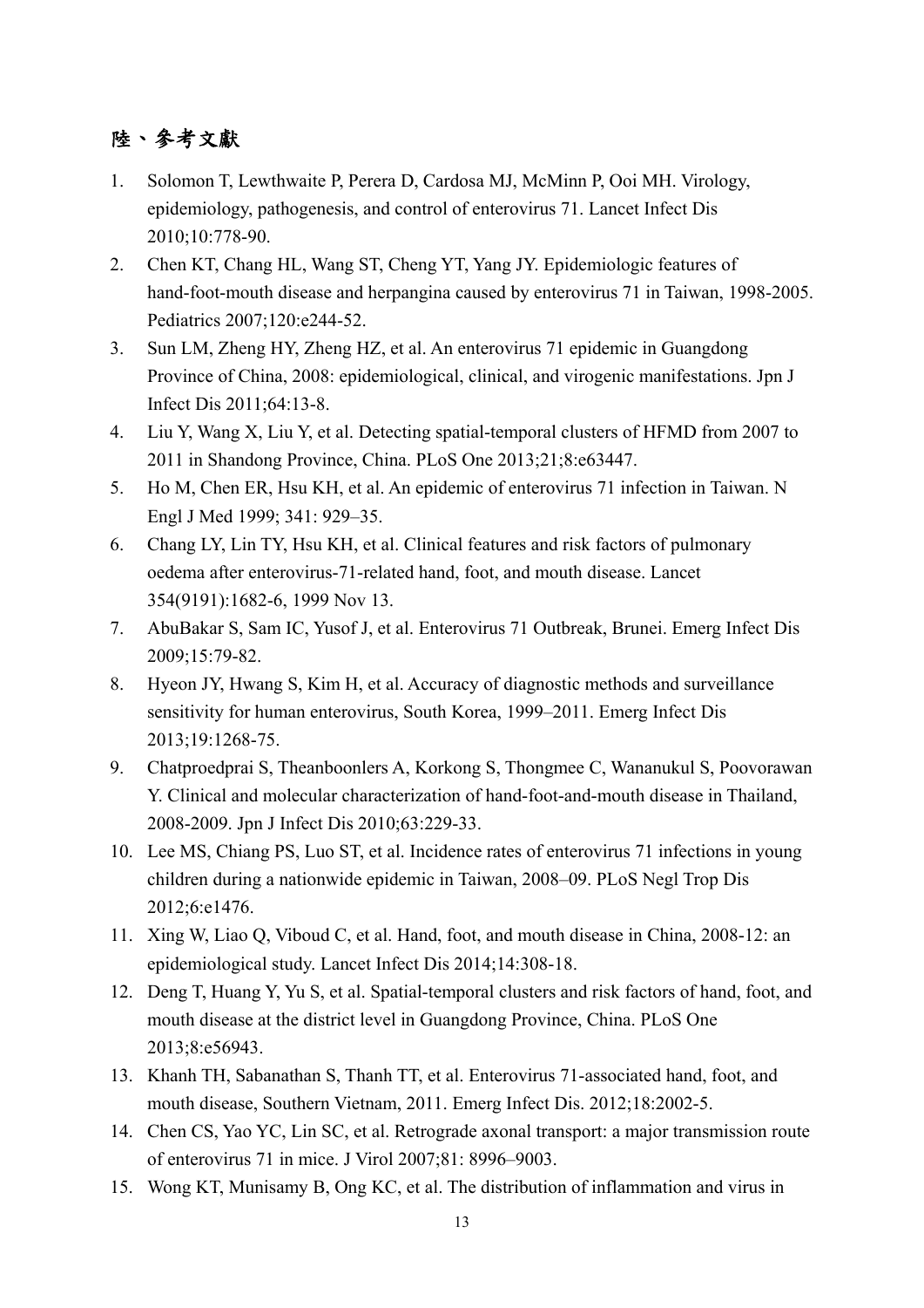# 陸、參考文獻

1. Solomon T, Lewthwaite P, Perera D, Cardosa MJ, McMinn P, Ooi MH. Virology, epidemiology, pathogenesis, and control of enterovirus 71. Lancet Infect Dis 2010;10:778-90.
2. Chen KT, Chang HL, Wang ST, Cheng YT, Yang JY. Epidemiologic features of hand-foot-mouth disease and herpangina caused by enterovirus 71 in Taiwan, 1998-2005. Pediatrics 2007;120:e244-52.
3. Sun LM, Zheng HY, Zheng HZ, et al. An enterovirus 71 epidemic in Guangdong Province of China, 2008: epidemiological, clinical, and virogenic manifestations. Jpn J Infect Dis 2011;64:13-8.
4. Liu Y, Wang X, Liu Y, et al. Detecting spatial-temporal clusters of HFMD from 2007 to 2011 in Shandong Province, China. PLoS One 2013;21;8:e63447.
5. Ho M, Chen ER, Hsu KH, et al. An epidemic of enterovirus 71 infection in Taiwan. N Engl J Med 1999; 341: 929–35.
6. Chang LY, Lin TY, Hsu KH, et al. Clinical features and risk factors of pulmonary oedema after enterovirus-71-related hand, foot, and mouth disease. Lancet 354(9191):1682-6, 1999 Nov 13.
7. AbuBakar S, Sam IC, Yusof J, et al. Enterovirus 71 Outbreak, Brunei. Emerg Infect Dis 2009;15:79-82.
8. Hyeon JY, Hwang S, Kim H, et al. Accuracy of diagnostic methods and surveillance sensitivity for human enterovirus, South Korea, 1999–2011. Emerg Infect Dis 2013;19:1268-75.
9. Chatproedprai S, Theanboonlers A, Korkong S, Thongmee C, Wananukul S, Poovorawan Y. Clinical and molecular characterization of hand-foot-and-mouth disease in Thailand, 2008-2009. Jpn J Infect Dis 2010;63:229-33.
10. Lee MS, Chiang PS, Luo ST, et al. Incidence rates of enterovirus 71 infections in young children during a nationwide epidemic in Taiwan, 2008–09. PLoS Negl Trop Dis 2012;6:e1476.
11. Xing W, Liao Q, Viboud C, et al. Hand, foot, and mouth disease in China, 2008-12: an epidemiological study. Lancet Infect Dis 2014;14:308-18.
12. Deng T, Huang Y, Yu S, et al. Spatial-temporal clusters and risk factors of hand, foot, and mouth disease at the district level in Guangdong Province, China. PLoS One 2013;8:e56943.
13. Khanh TH, Sabanathan S, Thanh TT, et al. Enterovirus 71-associated hand, foot, and mouth disease, Southern Vietnam, 2011. Emerg Infect Dis. 2012;18:2002-5.
14. Chen CS, Yao YC, Lin SC, et al. Retrograde axonal transport: a major transmission route of enterovirus 71 in mice. J Virol 2007;81: 8996–9003.
15. Wong KT, Munisamy B, Ong KC, et al. The distribution of inflammation and virus in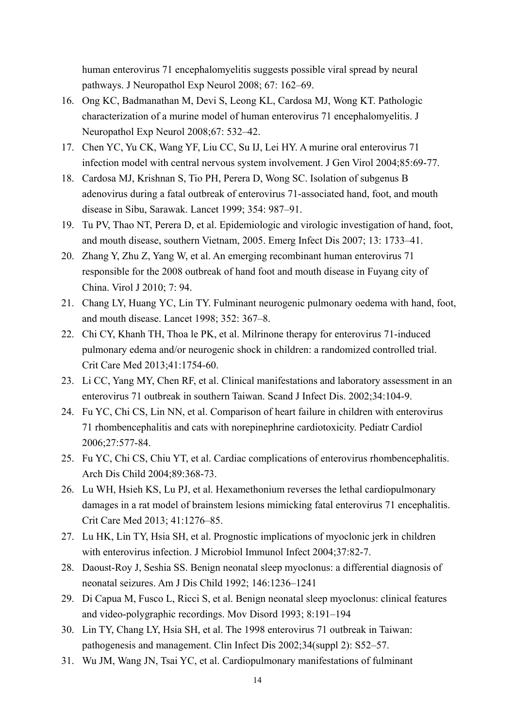human enterovirus 71 encephalomyelitis suggests possible viral spread by neural pathways. J Neuropathol Exp Neurol 2008; 67: 162–69.

16. Ong KC, Badmanathan M, Devi S, Leong KL, Cardosa MJ, Wong KT. Pathologic characterization of a murine model of human enterovirus 71 encephalomyelitis. J Neuropathol Exp Neurol 2008;67: 532–42.
17. Chen YC, Yu CK, Wang YF, Liu CC, Su IJ, Lei HY. A murine oral enterovirus 71 infection model with central nervous system involvement. J Gen Virol 2004;85:69-77.
18. Cardosa MJ, Krishnan S, Tio PH, Perera D, Wong SC. Isolation of subgenus B adenovirus during a fatal outbreak of enterovirus 71-associated hand, foot, and mouth disease in Sibu, Sarawak. Lancet 1999; 354: 987–91.
19. Tu PV, Thao NT, Perera D, et al. Epidemiologic and virologic investigation of hand, foot, and mouth disease, southern Vietnam, 2005. Emerg Infect Dis 2007; 13: 1733–41.
20. Zhang Y, Zhu Z, Yang W, et al. An emerging recombinant human enterovirus 71 responsible for the 2008 outbreak of hand foot and mouth disease in Fuyang city of China. Virol J 2010; 7: 94.
21. Chang LY, Huang YC, Lin TY. Fulminant neurogenic pulmonary oedema with hand, foot, and mouth disease. Lancet 1998; 352: 367–8.
22. Chi CY, Khanh TH, Thoa le PK, et al. Milrinone therapy for enterovirus 71-induced pulmonary edema and/or neurogenic shock in children: a randomized controlled trial. Crit Care Med 2013;41:1754-60.
23. Li CC, Yang MY, Chen RF, et al. Clinical manifestations and laboratory assessment in an enterovirus 71 outbreak in southern Taiwan. Scand J Infect Dis. 2002;34:104-9.
24. Fu YC, Chi CS, Lin NN, et al. Comparison of heart failure in children with enterovirus 71 rhombencephalitis and cats with norepinephrine cardiotoxicity. Pediatr Cardiol 2006;27:577-84.
25. Fu YC, Chi CS, Chiu YT, et al. Cardiac complications of enterovirus rhombencephalitis. Arch Dis Child 2004;89:368-73.
26. Lu WH, Hsieh KS, Lu PJ, et al. Hexamethonium reverses the lethal cardiopulmonary damages in a rat model of brainstem lesions mimicking fatal enterovirus 71 encephalitis. Crit Care Med 2013; 41:1276–85.
27. Lu HK, Lin TY, Hsia SH, et al. Prognostic implications of myoclonic jerk in children with enterovirus infection. J Microbiol Immunol Infect 2004;37:82-7.
28. Daoust-Roy J, Seshia SS. Benign neonatal sleep myoclonus: a differential diagnosis of neonatal seizures. Am J Dis Child 1992; 146:1236–1241
29. Di Capua M, Fusco L, Ricci S, et al. Benign neonatal sleep myoclonus: clinical features and video-polygraphic recordings. Mov Disord 1993; 8:191–194
30. Lin TY, Chang LY, Hsia SH, et al. The 1998 enterovirus 71 outbreak in Taiwan: pathogenesis and management. Clin Infect Dis 2002;34(suppl 2): S52–57.
31. Wu JM, Wang JN, Tsai YC, et al. Cardiopulmonary manifestations of fulminant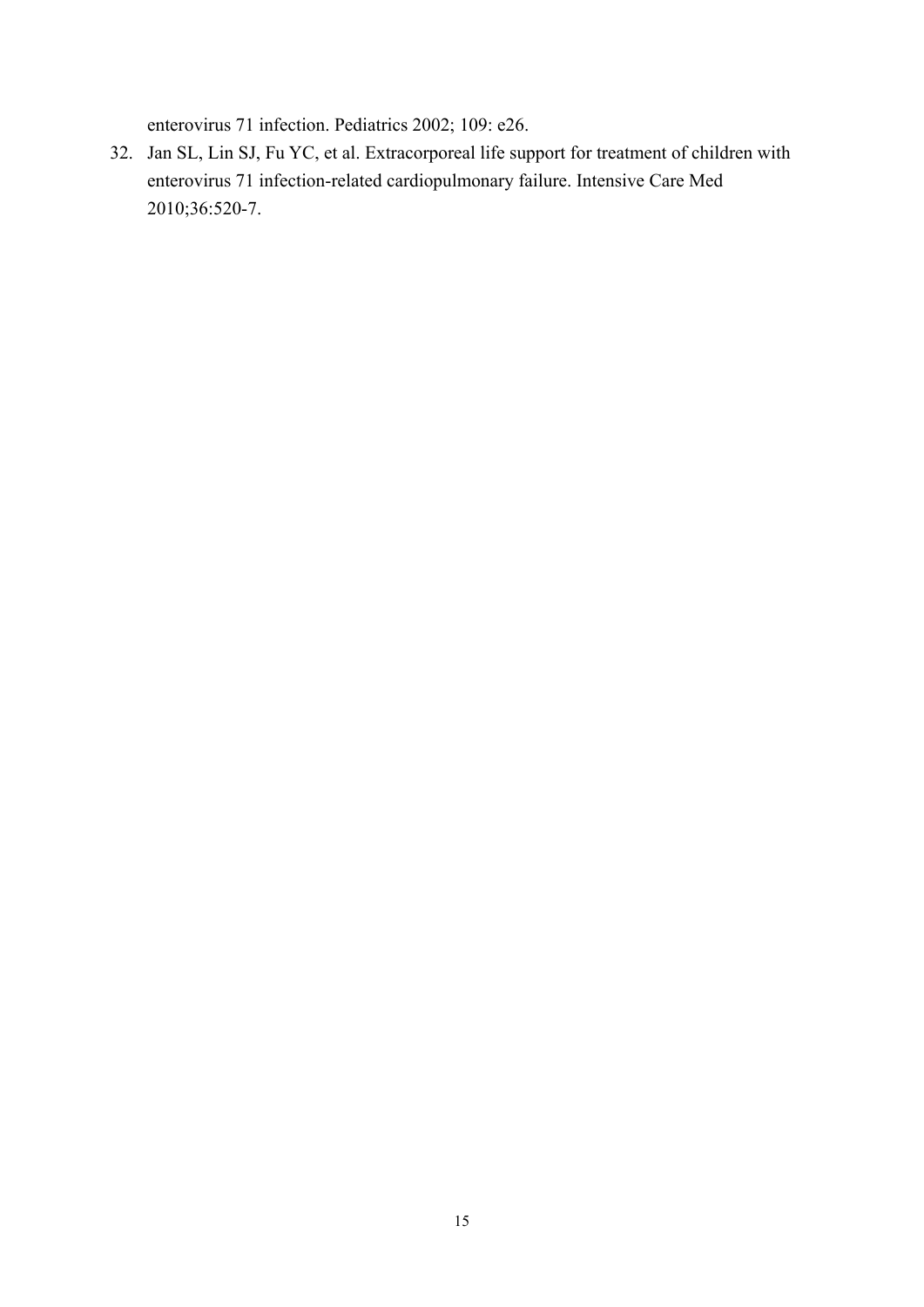enterovirus 71 infection. Pediatrics 2002; 109: e26.

32. Jan SL, Lin SJ, Fu YC, et al. Extracorporeal life support for treatment of children with enterovirus 71 infection-related cardiopulmonary failure. Intensive Care Med 2010;36:520-7.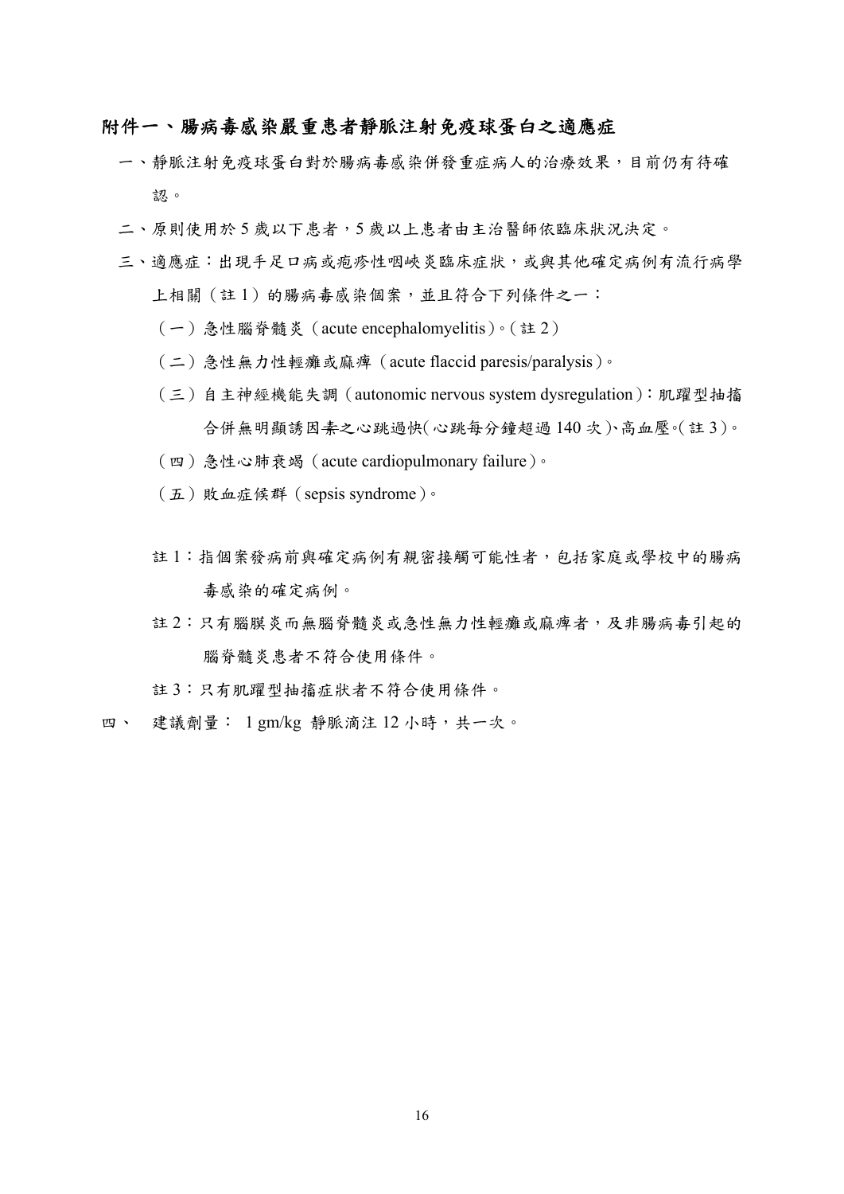## 附件一、腸病毒感染嚴重患者靜脈注射免疫球蛋白之適應症

一、靜脈注射免疫球蛋白對於腸病毒感染併發重症病人的治療效果，目前仍有待確認。

二、原則使用於 5 歲以下患者，5 歲以上患者由主治醫師依臨床狀況決定。

三、適應症：出現手足口病或疱疹性咽峽炎臨床症狀，或與其他確定病例有流行病學上相關（註 1）的腸病毒感染個案，並且符合下列條件之一：

（一）急性腦脊髓炎（acute encephalomyelitis）。（註 2）

（二）急性無力性輕癱或麻痺（acute flaccid paresis/paralysis）。

（三）自主神經機能失調（autonomic nervous system dysregulation）：肌躍型抽搐合併無明顯誘因素之心跳過快（心跳每分鐘超過 140 次）、高血壓。（註 3）。

（四）急性心肺衰竭（acute cardiopulmonary failure）。

（五）敗血症候群（sepsis syndrome）。

註 1：指個案發病前與確定病例有親密接觸可能性者，包括家庭或學校中的腸病毒感染的確定病例。

註 2：只有腦膜炎而無腦脊髓炎或急性無力性輕癱或麻痺者，及非腸病毒引起的腦脊髓炎患者不符合使用條件。

註 3：只有肌躍型抽搐症狀者不符合使用條件。

四、 建議劑量： 1 gm/kg 靜脈滴注 12 小時，共一次。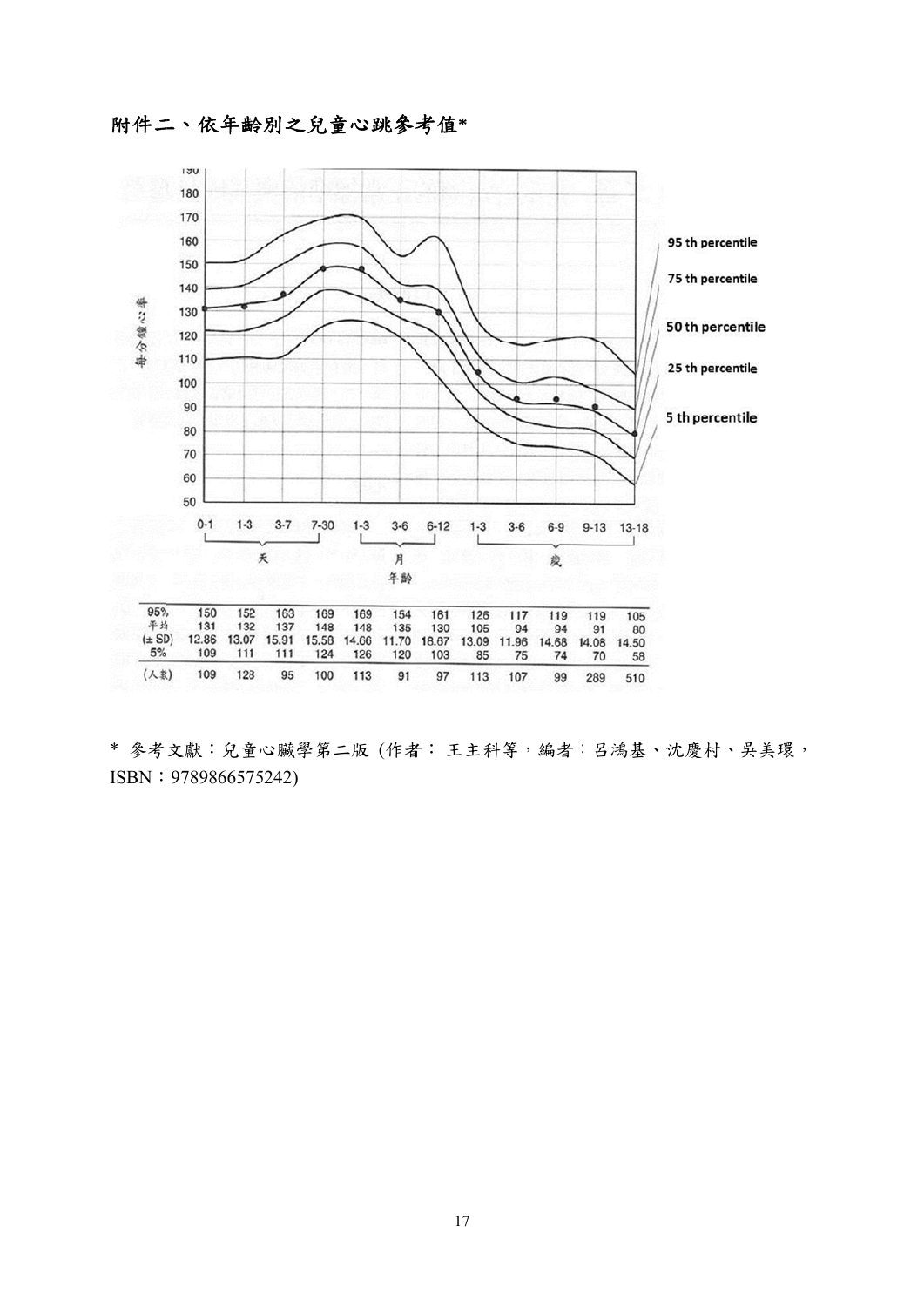## 附件二、依年齡別之兒童心跳參考值*

| | 0-1 | 1-3 | 3-7 | 7-30 | 1-3 | 3-6 | 6-12 | 1-3 | 3-6 | 6-9 | 9-13 | 13-18 |
|---|---|---|---|---|---|---|---|---|---|---|---|---|
| | 天 | | | | 月 | | | 歲 | | | | |
| 95% | 150 | 152 | 163 | 169 | 169 | 154 | 161 | 126 | 117 | 119 | 119 | 105 |
| 平均 | 131 | 132 | 137 | 148 | 148 | 135 | 130 | 105 | 94 | 94 | 91 | 80 |
| (± SD) | 12.86 | 13.07 | 15.91 | 15.58 | 14.66 | 11.70 | 18.67 | 13.09 | 11.96 | 14.68 | 14.08 | 14.50 |
| 5% | 109 | 111 | 111 | 124 | 126 | 120 | 103 | 85 | 75 | 74 | 70 | 58 |
| (人數) | 109 | 123 | 95 | 100 | 113 | 91 | 97 | 113 | 107 | 99 | 289 | 510 |

\* 參考文獻：兒童心臟學第二版 (作者： 王主科等，編者：呂鴻基、沈慶村、吳美環，ISBN：9789866575242)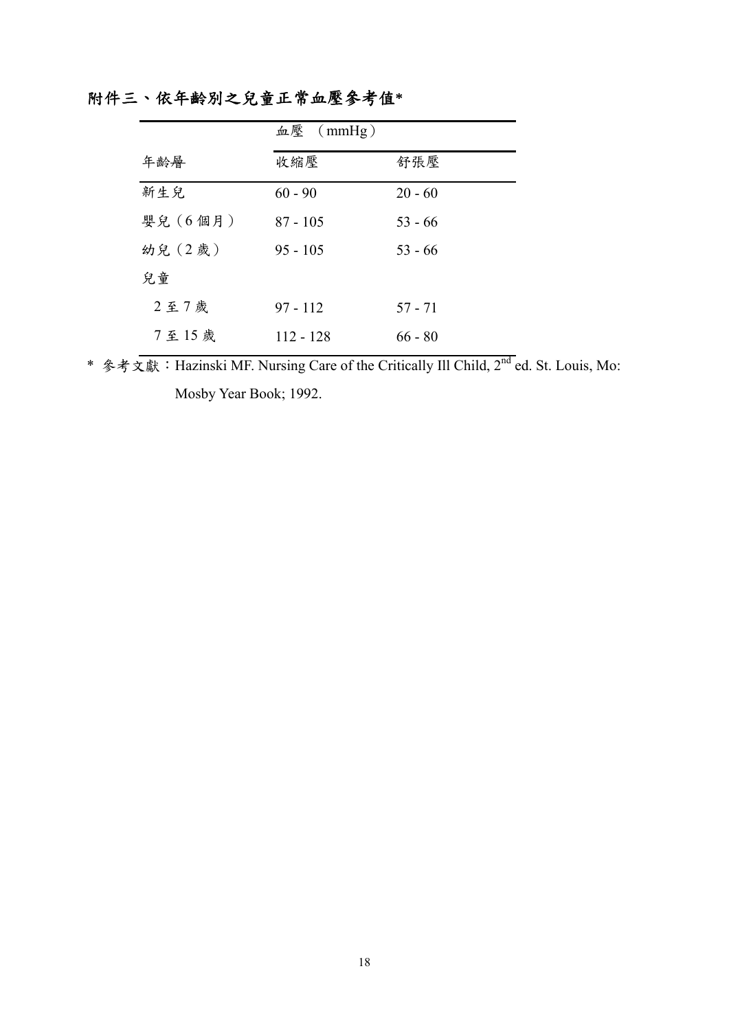## 附件三、依年齡別之兒童正常血壓參考值*

| | 血壓 （mmHg） | |
|---|---|---|
| 年齡層 | 收縮壓 | 舒張壓 |
| 新生兒 | 60 - 90 | 20 - 60 |
| 嬰兒（6 個月） | 87 - 105 | 53 - 66 |
| 幼兒（2 歲） | 95 - 105 | 53 - 66 |
| 兒童 | | |
| 2 至 7 歲 | 97 - 112 | 57 - 71 |
| 7 至 15 歲 | 112 - 128 | 66 - 80 |

* 參考文獻：Hazinski MF. Nursing Care of the Critically Ill Child, 2nd ed. St. Louis, Mo: Mosby Year Book; 1992.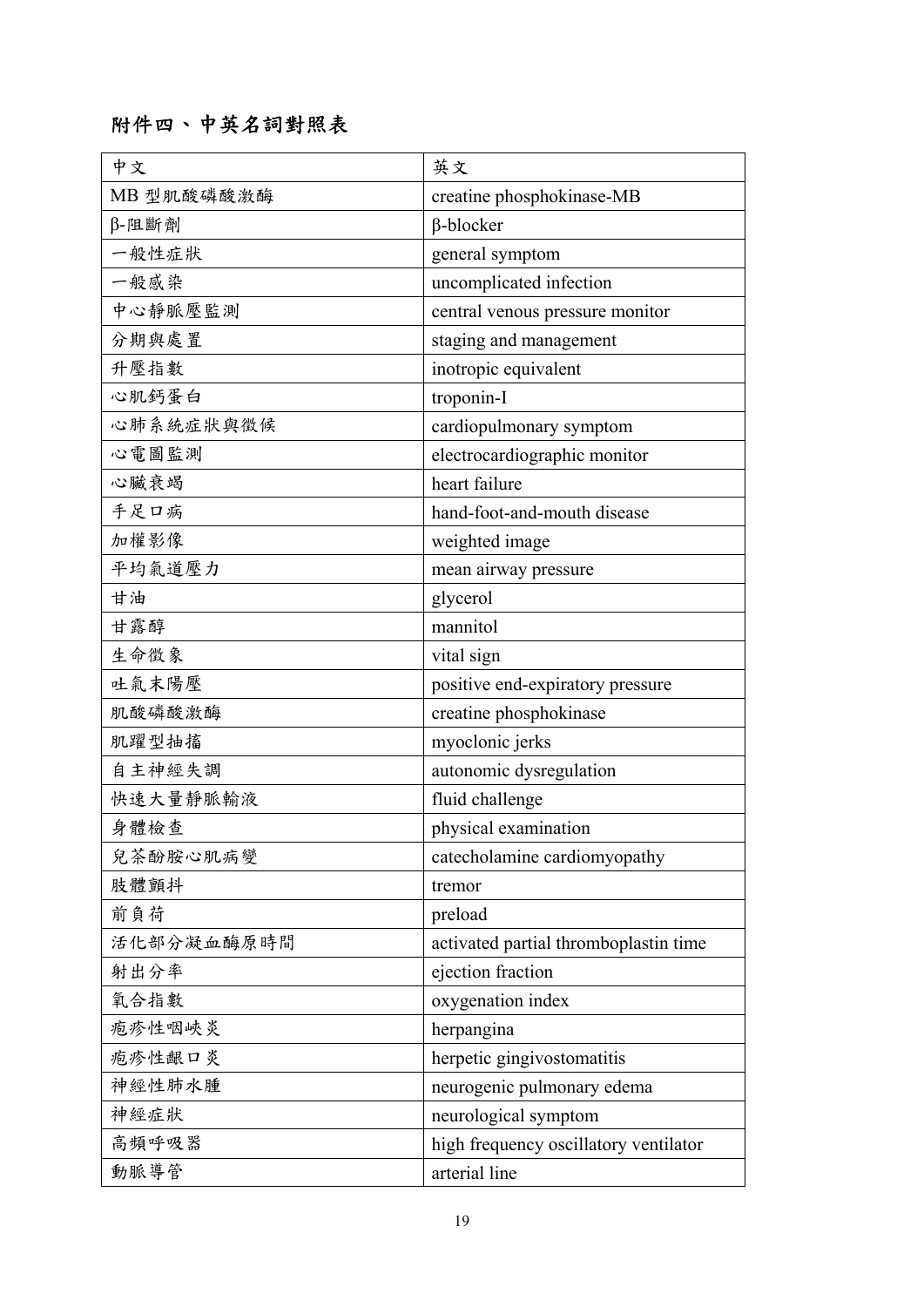## 附件四、中英名詞對照表

| 中文 | 英文 |
| --- | --- |
| MB 型肌酸磷酸激酶 | creatine phosphokinase-MB |
| β-阻斷劑 | β-blocker |
| 一般性症狀 | general symptom |
| 一般感染 | uncomplicated infection |
| 中心靜脈壓監測 | central venous pressure monitor |
| 分期與處置 | staging and management |
| 升壓指數 | inotropic equivalent |
| 心肌鈣蛋白 | troponin-I |
| 心肺系統症狀與徵候 | cardiopulmonary symptom |
| 心電圖監測 | electrocardiographic monitor |
| 心臟衰竭 | heart failure |
| 手足口病 | hand-foot-and-mouth disease |
| 加權影像 | weighted image |
| 平均氣道壓力 | mean airway pressure |
| 甘油 | glycerol |
| 甘露醇 | mannitol |
| 生命徵象 | vital sign |
| 吐氣末陽壓 | positive end-expiratory pressure |
| 肌酸磷酸激酶 | creatine phosphokinase |
| 肌躍型抽搐 | myoclonic jerks |
| 自主神經失調 | autonomic dysregulation |
| 快速大量靜脈輸液 | fluid challenge |
| 身體檢查 | physical examination |
| 兒茶酚胺心肌病變 | catecholamine cardiomyopathy |
| 肢體顫抖 | tremor |
| 前負荷 | preload |
| 活化部分凝血酶原時間 | activated partial thromboplastin time |
| 射出分率 | ejection fraction |
| 氧合指數 | oxygenation index |
| 疱疹性咽峽炎 | herpangina |
| 疱疹性齦口炎 | herpetic gingivostomatitis |
| 神經性肺水腫 | neurogenic pulmonary edema |
| 神經症狀 | neurological symptom |
| 高頻呼吸器 | high frequency oscillatory ventilator |
| 動脈導管 | arterial line |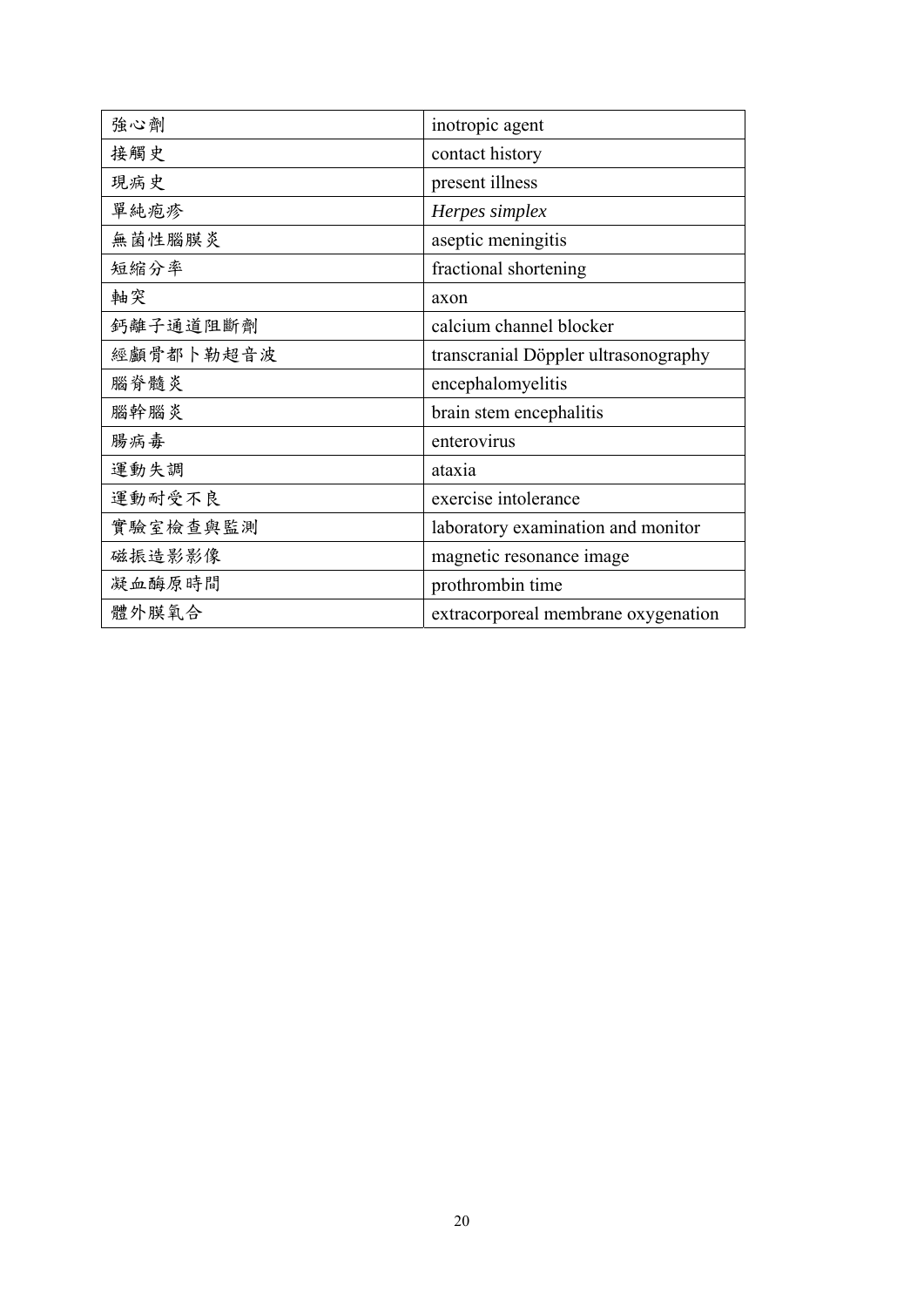| 強心劑 | inotropic agent |
| --- | --- |
| 接觸史 | contact history |
| 現病史 | present illness |
| 單純疱疹 | *Herpes simplex* |
| 無菌性腦膜炎 | aseptic meningitis |
| 短縮分率 | fractional shortening |
| 軸突 | axon |
| 鈣離子通道阻斷劑 | calcium channel blocker |
| 經顱骨都卜勒超音波 | transcranial Döppler ultrasonography |
| 腦脊髓炎 | encephalomyelitis |
| 腦幹腦炎 | brain stem encephalitis |
| 腸病毒 | enterovirus |
| 運動失調 | ataxia |
| 運動耐受不良 | exercise intolerance |
| 實驗室檢查與監測 | laboratory examination and monitor |
| 磁振造影影像 | magnetic resonance image |
| 凝血酶原時間 | prothrombin time |
| 體外膜氧合 | extracorporeal membrane oxygenation |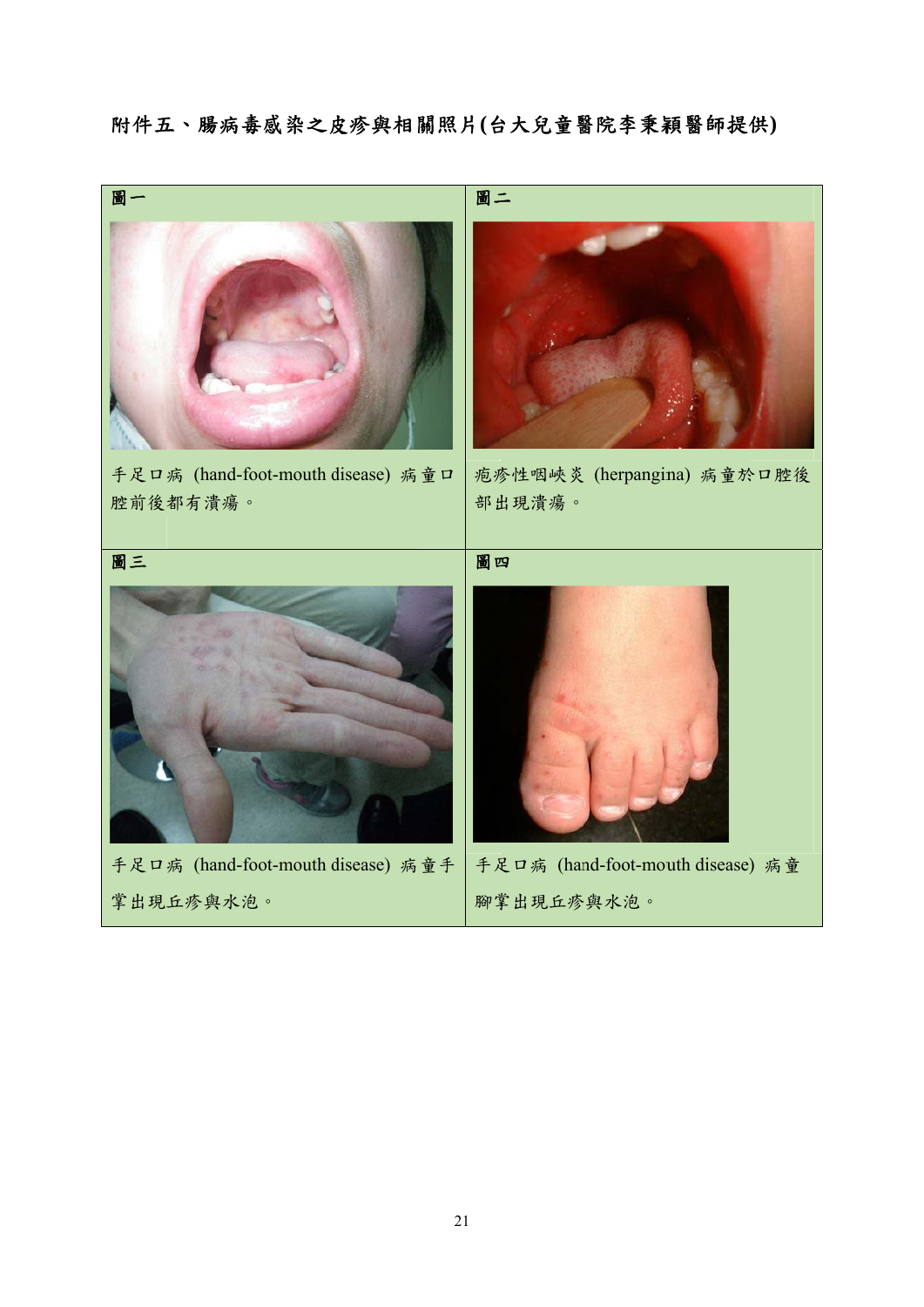附件五、腸病毒感染之皮疹與相關照片(台大兒童醫院李秉穎醫師提供)

| 圖一 | 圖二 |
| --- | --- |
| 手足口病 (hand-foot-mouth disease) 病童口腔前後都有潰瘍。 | 疱疹性咽峽炎 (herpangina) 病童於口腔後部出現潰瘍。 |
| **圖三** | **圖四** |
| 手足口病 (hand-foot-mouth disease) 病童手掌出現丘疹與水泡。 | 手足口病 (hand-foot-mouth disease) 病童腳掌出現丘疹與水泡。 |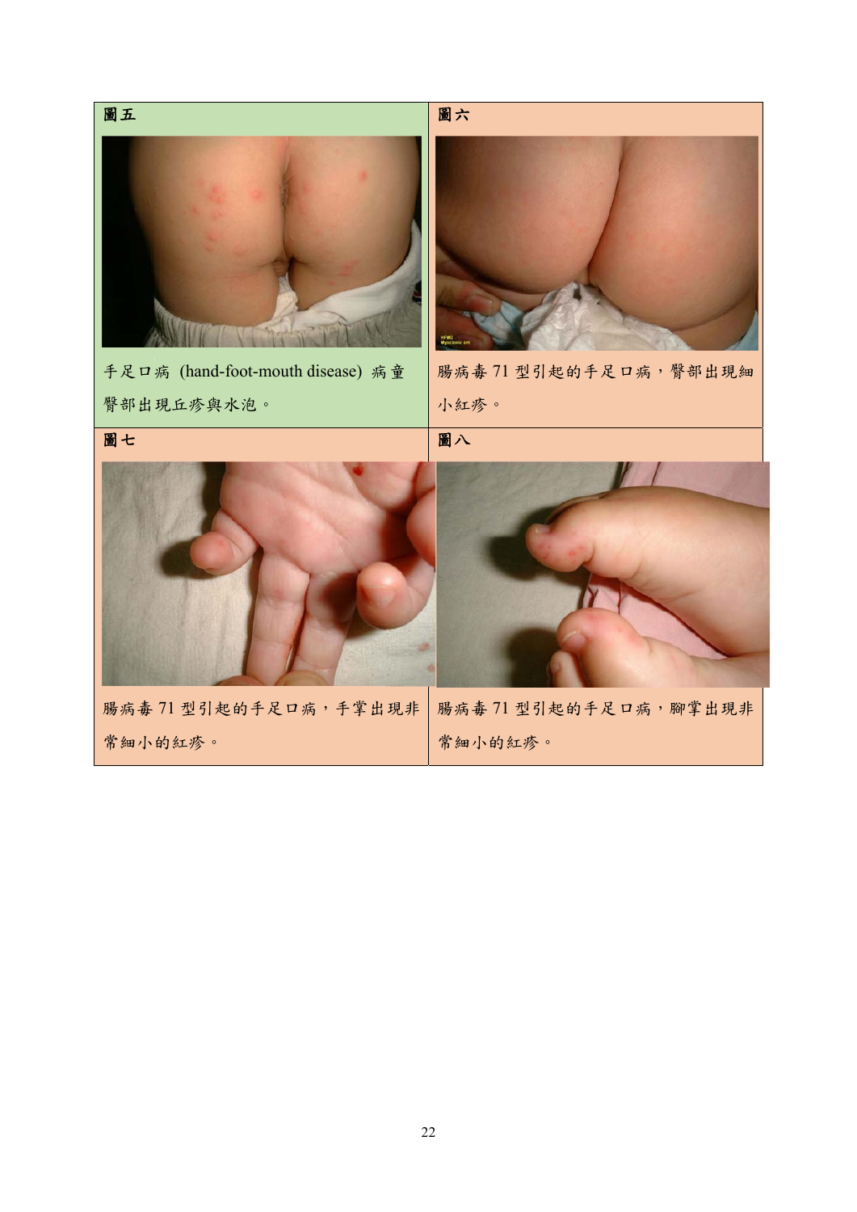**圖五**

手足口病 (hand-foot-mouth disease) 病童臀部出現丘疹與水泡。

**圖六**

腸病毒 71 型引起的手足口病，臀部出現細小紅疹。

**圖七**

腸病毒 71 型引起的手足口病，手掌出現非常細小的紅疹。

**圖八**

腸病毒 71 型引起的手足口病，腳掌出現非常細小的紅疹。